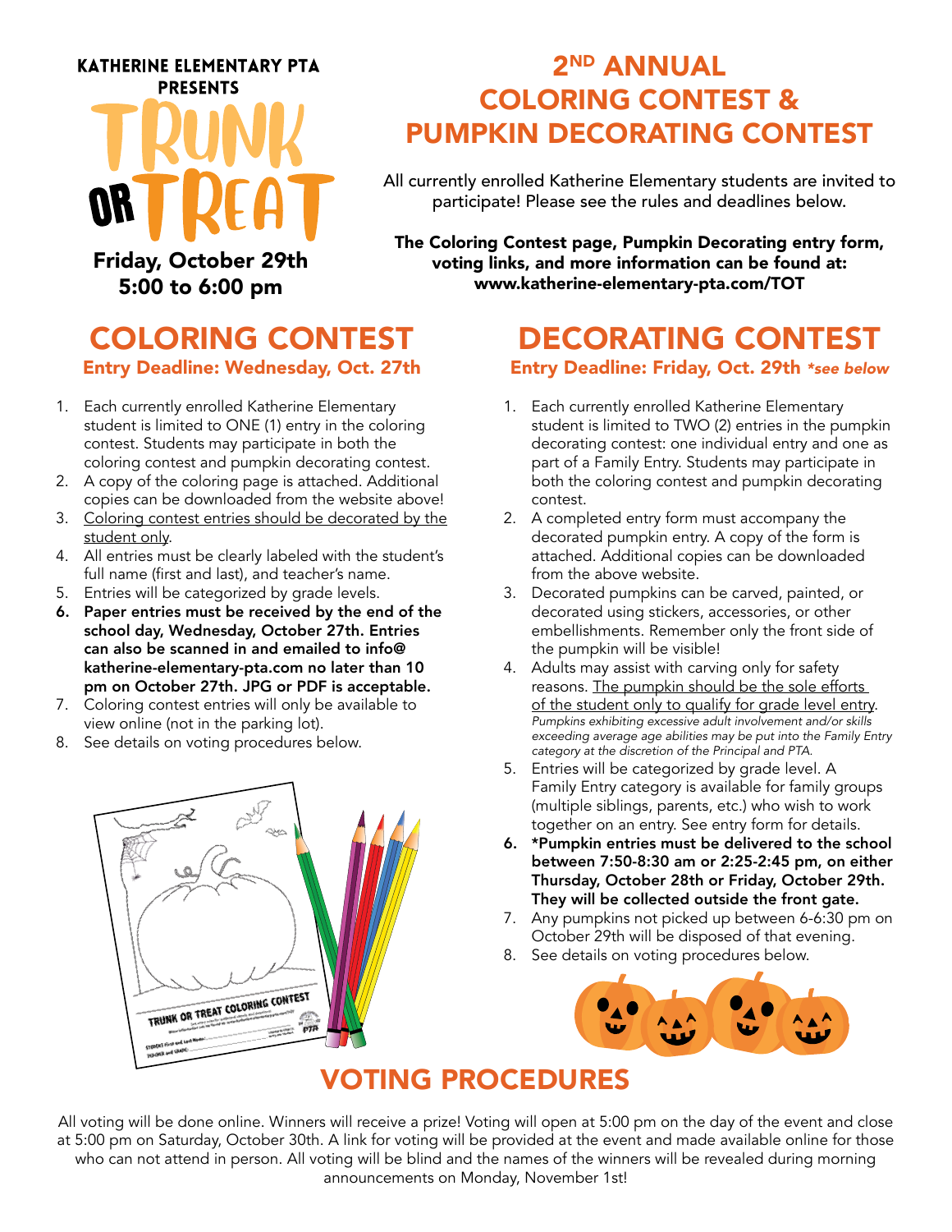KATHERINE ELEMENTARY PTA PRESENTS

# TRUNK OR TREAT

**Friday, October 29th**
**5:00 to 6:00 pm**

# 2ND ANNUAL COLORING CONTEST & PUMPKIN DECORATING CONTEST

All currently enrolled Katherine Elementary students are invited to participate! Please see the rules and deadlines below.

**The Coloring Contest page, Pumpkin Decorating entry form, voting links, and more information can be found at: www.katherine-elementary-pta.com/TOT**

## COLORING CONTEST

### Entry Deadline: Wednesday, Oct. 27th

1. Each currently enrolled Katherine Elementary student is limited to ONE (1) entry in the coloring contest. Students may participate in both the coloring contest and pumpkin decorating contest.
2. A copy of the coloring page is attached. Additional copies can be downloaded from the website above!
3. Coloring contest entries should be decorated by the student only.
4. All entries must be clearly labeled with the student's full name (first and last), and teacher's name.
5. Entries will be categorized by grade levels.
6. **Paper entries must be received by the end of the school day, Wednesday, October 27th. Entries can also be scanned and emailed to info@katherine-elementary-pta.com no later than 10 pm on October 27th. JPG or PDF is acceptable.**
7. Coloring contest entries will only be available to view online (not in the parking lot).
8. See details on voting procedures below.

## DECORATING CONTEST

### Entry Deadline: Friday, Oct. 29th *see below*

1. Each currently enrolled Katherine Elementary student is limited to TWO (2) entries in the pumpkin decorating contest: one individual entry and one as part of a Family Entry. Students may participate in both the coloring contest and pumpkin decorating contest.
2. A completed entry form must accompany the decorated pumpkin entry. A copy of the form is attached. Additional copies can be downloaded from the above website.
3. Decorated pumpkins can be carved, painted, or decorated using stickers, accessories, or other embellishments. Remember only the front side of the pumpkin will be visible!
4. Adults may assist with carving only for safety reasons. The pumpkin should be the sole efforts of the student only to qualify for grade level entry. *Pumpkins exhibiting excessive adult involvement and/or skills exceeding average age abilities may be put into the Family Entry category at the discretion of the Principal and PTA.*
5. Entries will be categorized by grade level. A Family Entry category is available for family groups (multiple siblings, parents, etc.) who wish to work together on an entry. See entry form for details.
6. **\*Pumpkin entries must be delivered to the school between 7:50-8:30 am or 2:25-2:45 pm, on either Thursday, October 28th or Friday, October 29th. They will be collected outside the front gate.**
7. Any pumpkins not picked up between 6-6:30 pm on October 29th will be disposed of that evening.
8. See details on voting procedures below.

## VOTING PROCEDURES

All voting will be done online. Winners will receive a prize! Voting will open at 5:00 pm on the day of the event and close at 5:00 pm on Saturday, October 30th. A link for voting will be provided at the event and made available online for those who can not attend in person. All voting will be blind and the names of the winners will be revealed during morning announcements on Monday, November 1st!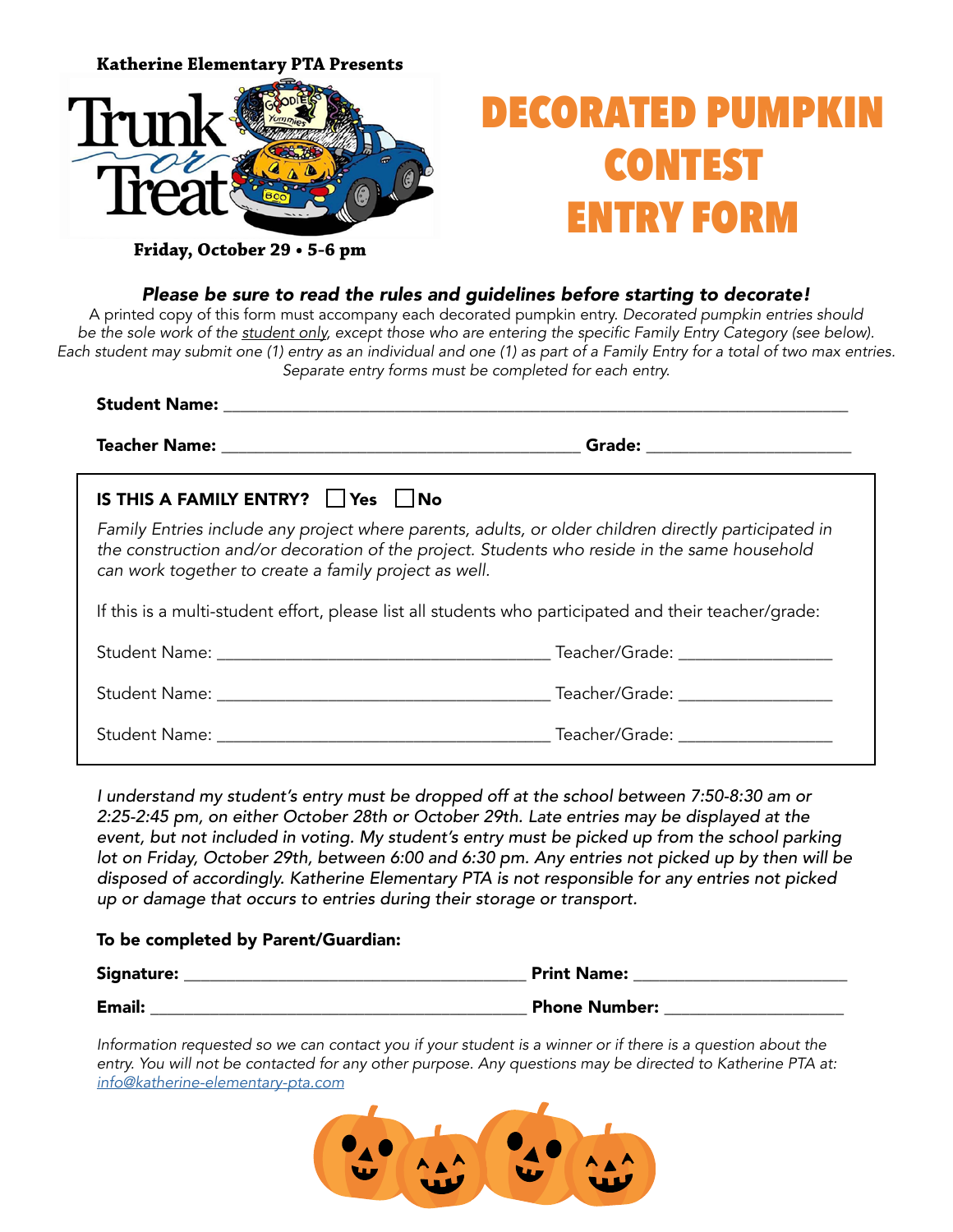**Katherine Elementary PTA Presents**

Trunk or Treat

**Friday, October 29 • 5-6 pm**

# DECORATED PUMPKIN CONTEST ENTRY FORM

***Please be sure to read the rules and guidelines before starting to decorate!***

A printed copy of this form must accompany each decorated pumpkin entry. *Decorated pumpkin entries should be the sole work of the student only, except those who are entering the specific Family Entry Category (see below). Each student may submit one (1) entry as an individual and one (1) as part of a Family Entry for a total of two max entries. Separate entry forms must be completed for each entry.*

**Student Name:** ____________________________________________

**Teacher Name:** ______________________________ **Grade:** ________________

**IS THIS A FAMILY ENTRY?** ☐ **Yes** ☐ **No**

*Family Entries include any project where parents, adults, or older children directly participated in the construction and/or decoration of the project. Students who reside in the same household can work together to create a family project as well.*

If this is a multi-student effort, please list all students who participated and their teacher/grade:

Student Name: ______________________________ Teacher/Grade: ______________

Student Name: ______________________________ Teacher/Grade: ______________

Student Name: ______________________________ Teacher/Grade: ______________

*I understand my student's entry must be dropped off at the school between 7:50-8:30 am or 2:25-2:45 pm, on either October 28th or October 29th. Late entries may be displayed at the event, but not included in voting. My student's entry must be picked up from the school parking lot on Friday, October 29th, between 6:00 and 6:30 pm. Any entries not picked up by then will be disposed of accordingly. Katherine Elementary PTA is not responsible for any entries not picked up or damage that occurs to entries during their storage or transport.*

**To be completed by Parent/Guardian:**

**Signature:** ______________________________ **Print Name:** ________________

**Email:** ________________________________ **Phone Number:** ______________

*Information requested so we can contact you if your student is a winner or if there is a question about the entry. You will not be contacted for any other purpose. Any questions may be directed to Katherine PTA at: info@katherine-elementary-pta.com*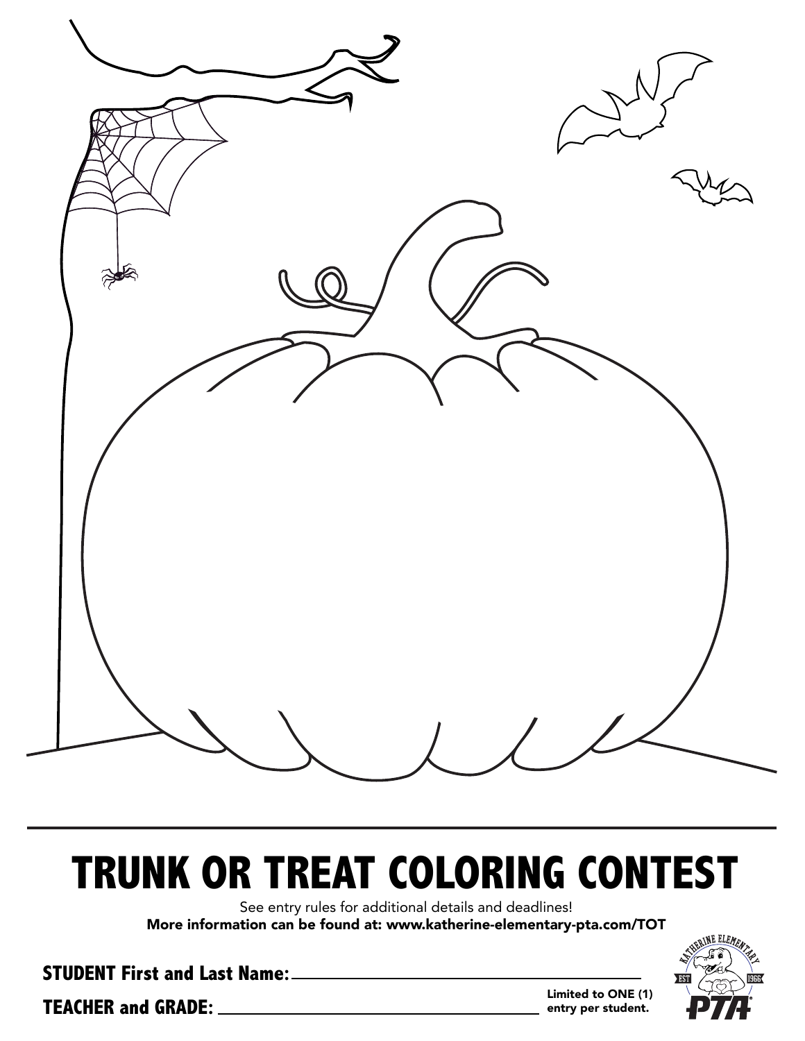# TRUNK OR TREAT COLORING CONTEST

See entry rules for additional details and deadlines!

**More information can be found at: www.katherine-elementary-pta.com/TOT**

**STUDENT First and Last Name:** ______________________________

**TEACHER and GRADE:** ______________________________

**Limited to ONE (1) entry per student.**

KATHERINE ELEMENTARY EST 1966 PTA